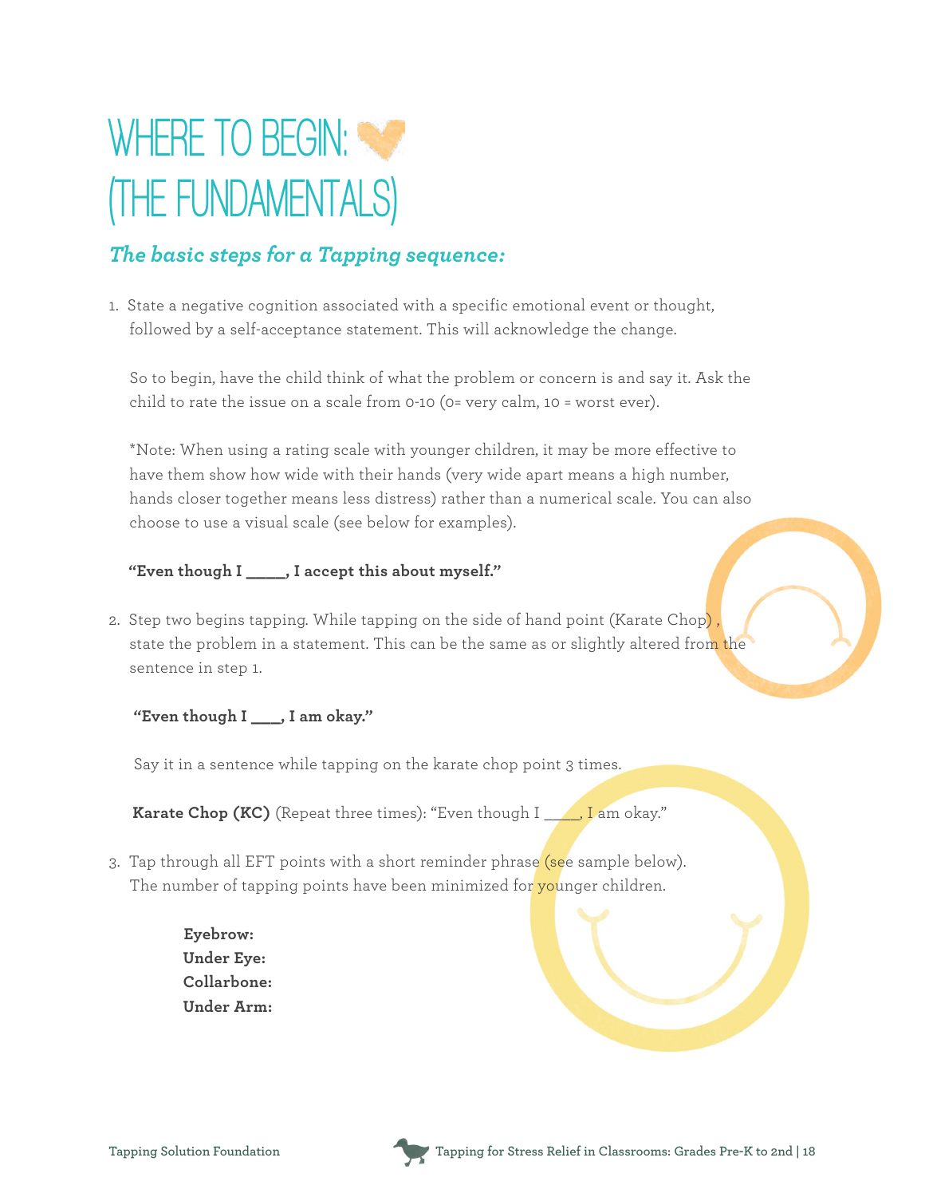# WHERE TO BEGIN: (THE FUNDAMENTALS)

## *The basic steps for a Tapping sequence:*

1. State a negative cognition associated with a specific emotional event or thought, followed by a self-acceptance statement. This will acknowledge the change.

   So to begin, have the child think of what the problem or concern is and say it. Ask the child to rate the issue on a scale from 0-10 (0= very calm, 10 = worst ever).

   *Note: When using a rating scale with younger children, it may be more effective to have them show how wide with their hands (very wide apart means a high number, hands closer together means less distress) rather than a numerical scale. You can also choose to use a visual scale (see below for examples).

   **"Even though I _____, I accept this about myself."**

2. Step two begins tapping. While tapping on the side of hand point (Karate Chop) , state the problem in a statement. This can be the same as or slightly altered from the sentence in step 1.

   **"Even though I ____, I am okay."**

   Say it in a sentence while tapping on the karate chop point 3 times.

   **Karate Chop (KC)** (Repeat three times): "Even though I _____, I am okay."

3. Tap through all EFT points with a short reminder phrase (see sample below). The number of tapping points have been minimized for younger children.

   **Eyebrow:**
   **Under Eye:**
   **Collarbone:**
   **Under Arm:**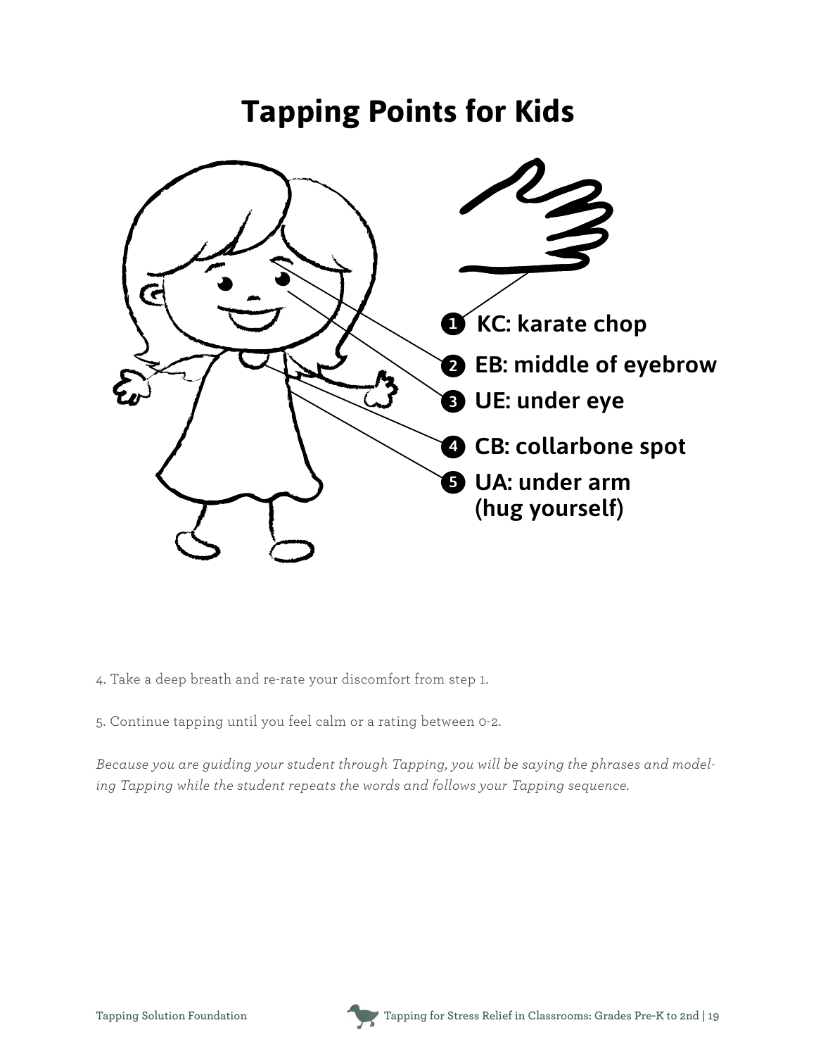# Tapping Points for Kids

1. KC: karate chop
2. EB: middle of eyebrow
3. UE: under eye
4. CB: collarbone spot
5. UA: under arm (hug yourself)

4. Take a deep breath and re-rate your discomfort from step 1.

5. Continue tapping until you feel calm or a rating between 0-2.

*Because you are guiding your student through Tapping, you will be saying the phrases and modeling Tapping while the student repeats the words and follows your Tapping sequence.*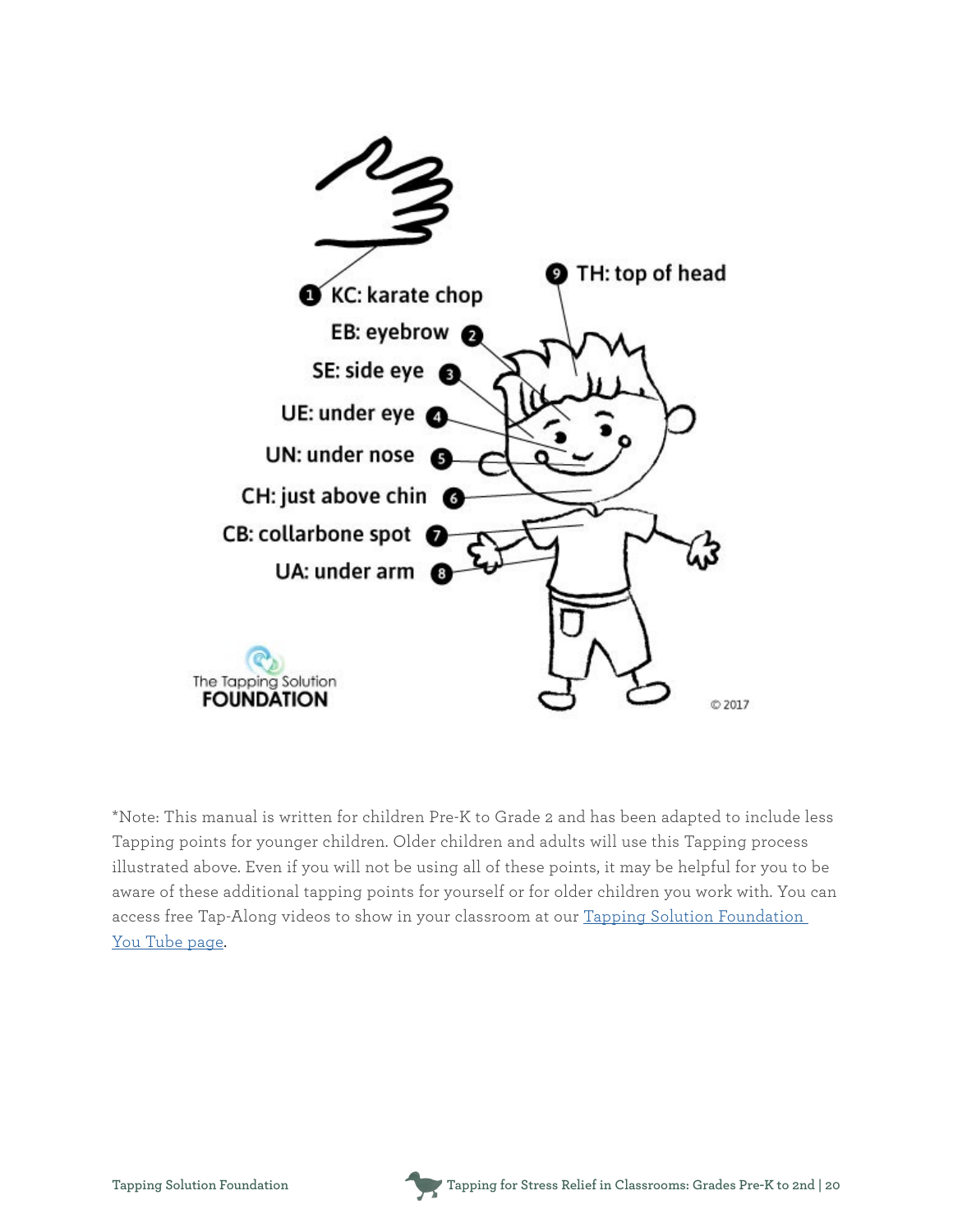1 KC: karate chop

2 EB: eyebrow

3 SE: side eye

4 UE: under eye

5 UN: under nose

6 CH: just above chin

7 CB: collarbone spot

8 UA: under arm

9 TH: top of head

The Tapping Solution FOUNDATION

© 2017

*Note: This manual is written for children Pre-K to Grade 2 and has been adapted to include less Tapping points for younger children. Older children and adults will use this Tapping process illustrated above. Even if you will not be using all of these points, it may be helpful for you to be aware of these additional tapping points for yourself or for older children you work with. You can access free Tap-Along videos to show in your classroom at our Tapping Solution Foundation You Tube page.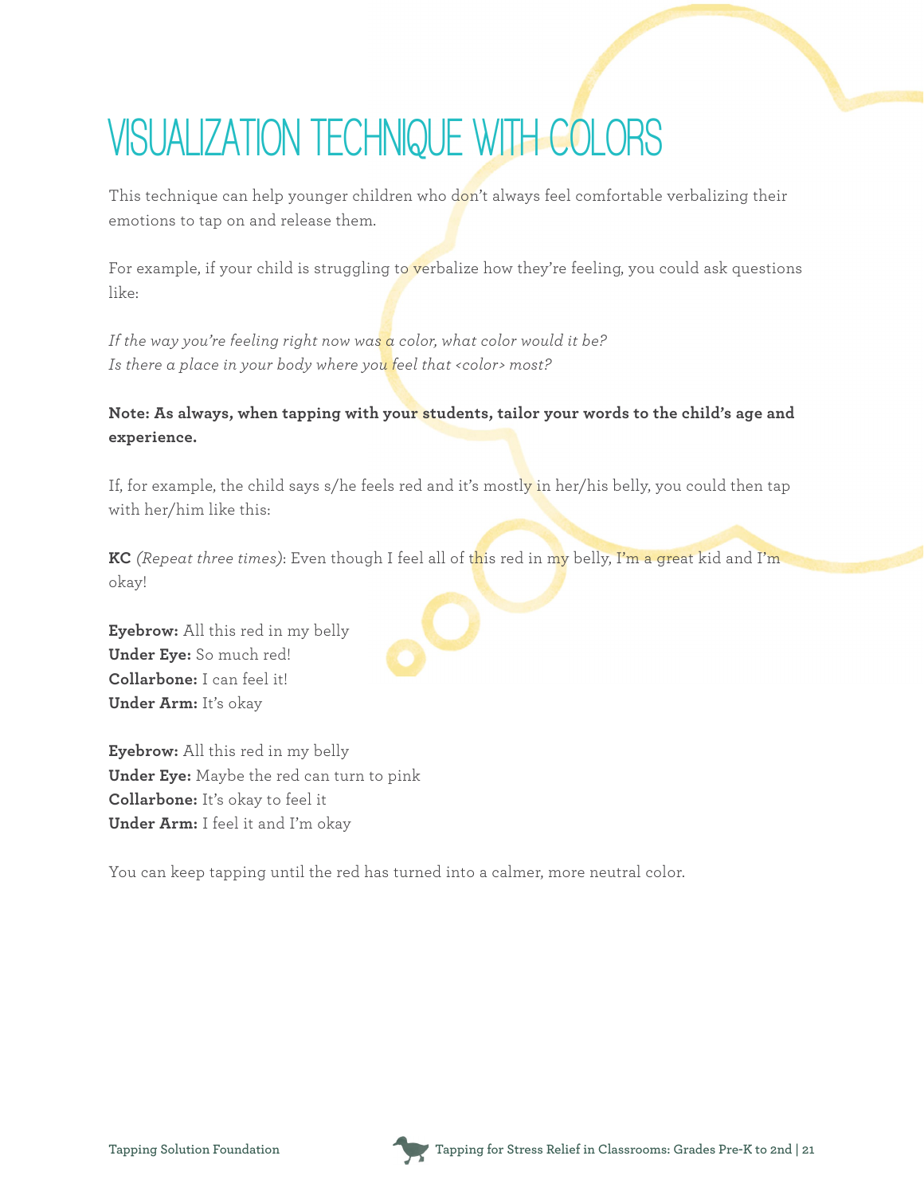# VISUALIZATION TECHNIQUE WITH COLORS

This technique can help younger children who don't always feel comfortable verbalizing their emotions to tap on and release them.

For example, if your child is struggling to verbalize how they're feeling, you could ask questions like:

*If the way you're feeling right now was a color, what color would it be?*
*Is there a place in your body where you feel that <color> most?*

**Note: As always, when tapping with your students, tailor your words to the child's age and experience.**

If, for example, the child says s/he feels red and it's mostly in her/his belly, you could then tap with her/him like this:

**KC** *(Repeat three times)*: Even though I feel all of this red in my belly, I'm a great kid and I'm okay!

**Eyebrow:** All this red in my belly
**Under Eye:** So much red!
**Collarbone:** I can feel it!
**Under Arm:** It's okay

**Eyebrow:** All this red in my belly
**Under Eye:** Maybe the red can turn to pink
**Collarbone:** It's okay to feel it
**Under Arm:** I feel it and I'm okay

You can keep tapping until the red has turned into a calmer, more neutral color.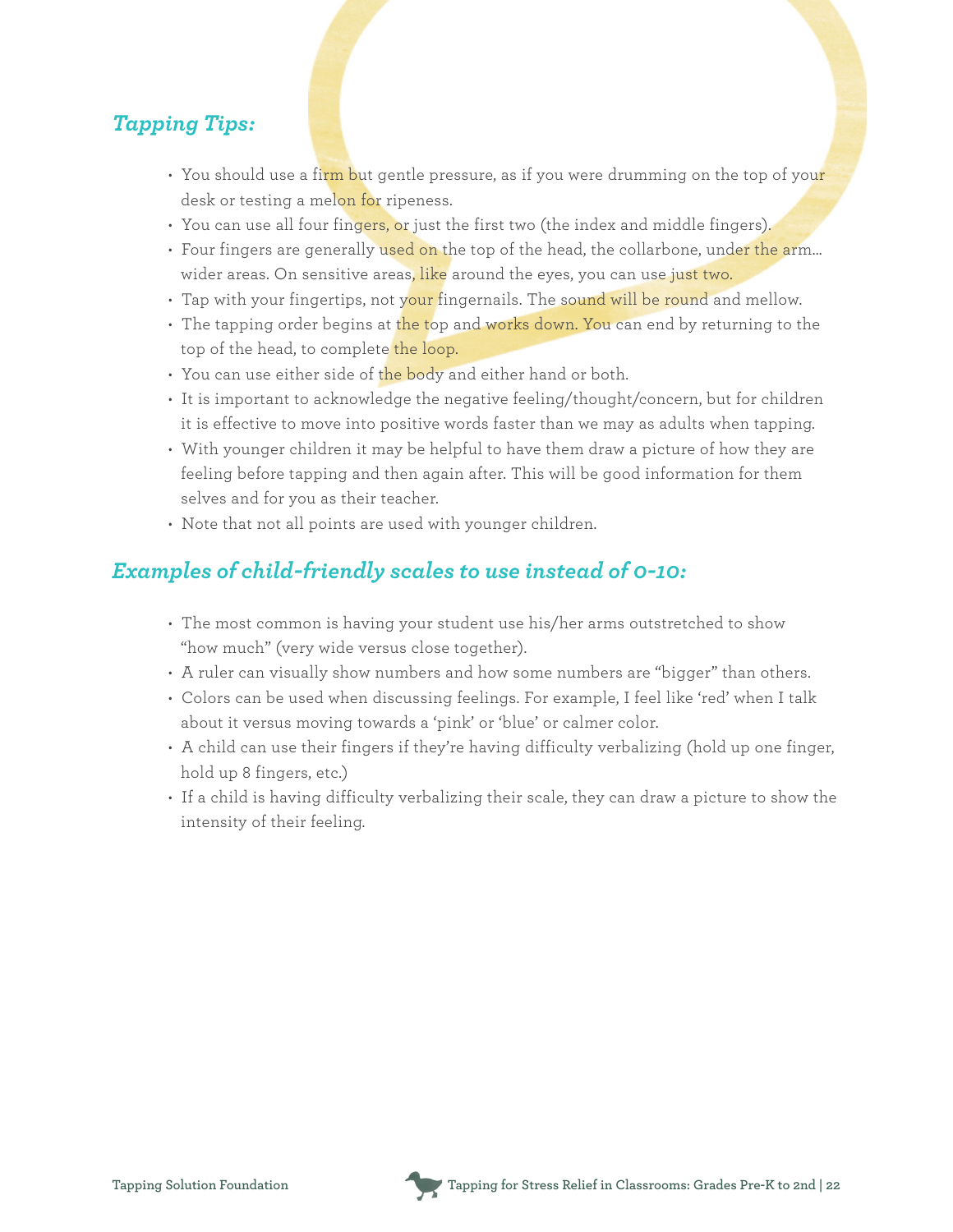## *Tapping Tips:*

- You should use a firm but gentle pressure, as if you were drumming on the top of your desk or testing a melon for ripeness.
- You can use all four fingers, or just the first two (the index and middle fingers).
- Four fingers are generally used on the top of the head, the collarbone, under the arm... wider areas. On sensitive areas, like around the eyes, you can use just two.
- Tap with your fingertips, not your fingernails. The sound will be round and mellow.
- The tapping order begins at the top and works down. You can end by returning to the top of the head, to complete the loop.
- You can use either side of the body and either hand or both.
- It is important to acknowledge the negative feeling/thought/concern, but for children it is effective to move into positive words faster than we may as adults when tapping.
- With younger children it may be helpful to have them draw a picture of how they are feeling before tapping and then again after. This will be good information for them selves and for you as their teacher.
- Note that not all points are used with younger children.

## *Examples of child-friendly scales to use instead of 0-10:*

- The most common is having your student use his/her arms outstretched to show "how much" (very wide versus close together).
- A ruler can visually show numbers and how some numbers are "bigger" than others.
- Colors can be used when discussing feelings. For example, I feel like 'red' when I talk about it versus moving towards a 'pink' or 'blue' or calmer color.
- A child can use their fingers if they're having difficulty verbalizing (hold up one finger, hold up 8 fingers, etc.)
- If a child is having difficulty verbalizing their scale, they can draw a picture to show the intensity of their feeling.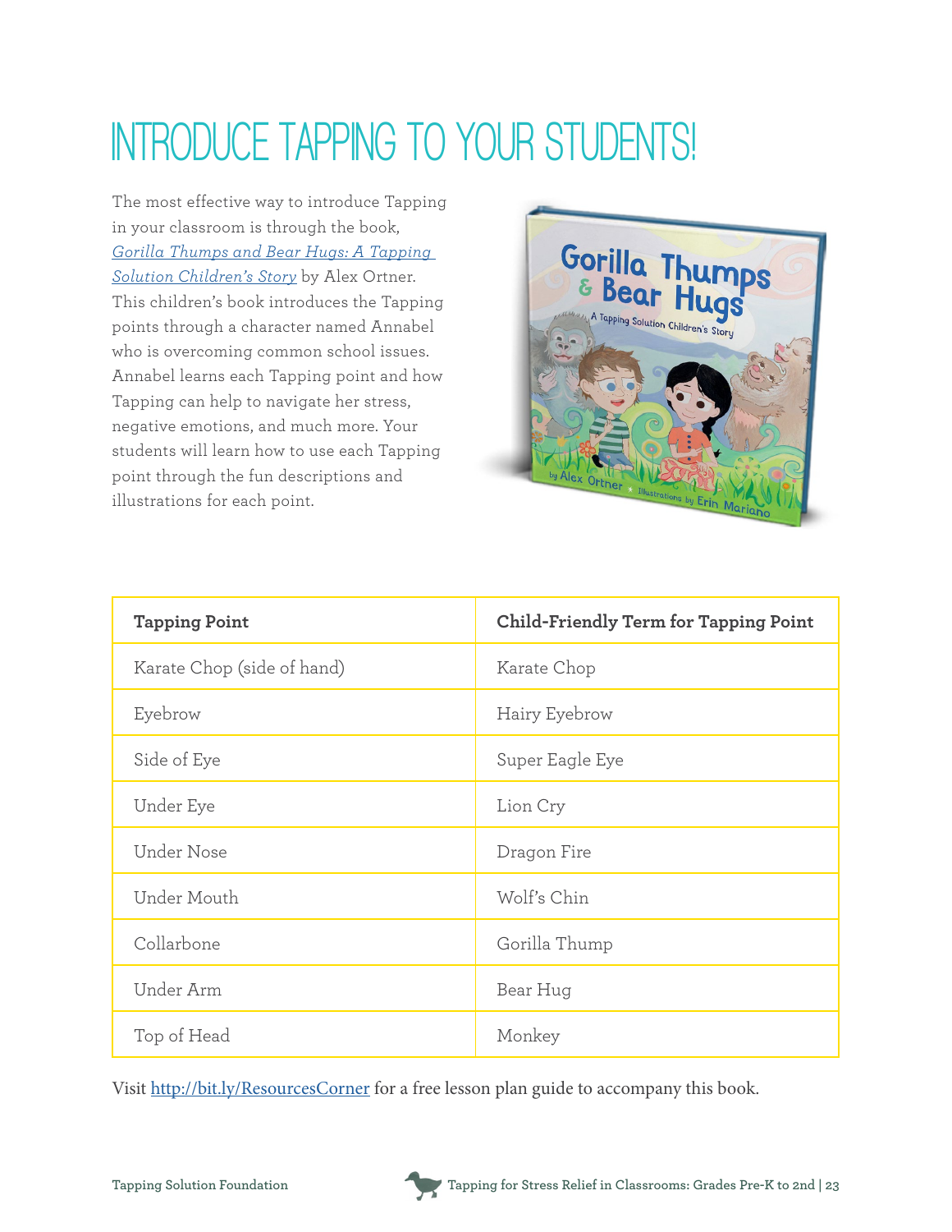# INTRODUCE TAPPING TO YOUR STUDENTS!

The most effective way to introduce Tapping in your classroom is through the book, *Gorilla Thumps and Bear Hugs: A Tapping Solution Children's Story* by Alex Ortner. This children's book introduces the Tapping points through a character named Annabel who is overcoming common school issues. Annabel learns each Tapping point and how Tapping can help to navigate her stress, negative emotions, and much more. Your students will learn how to use each Tapping point through the fun descriptions and illustrations for each point.

| Tapping Point | Child-Friendly Term for Tapping Point |
|---|---|
| Karate Chop (side of hand) | Karate Chop |
| Eyebrow | Hairy Eyebrow |
| Side of Eye | Super Eagle Eye |
| Under Eye | Lion Cry |
| Under Nose | Dragon Fire |
| Under Mouth | Wolf's Chin |
| Collarbone | Gorilla Thump |
| Under Arm | Bear Hug |
| Top of Head | Monkey |

Visit http://bit.ly/ResourcesCorner for a free lesson plan guide to accompany this book.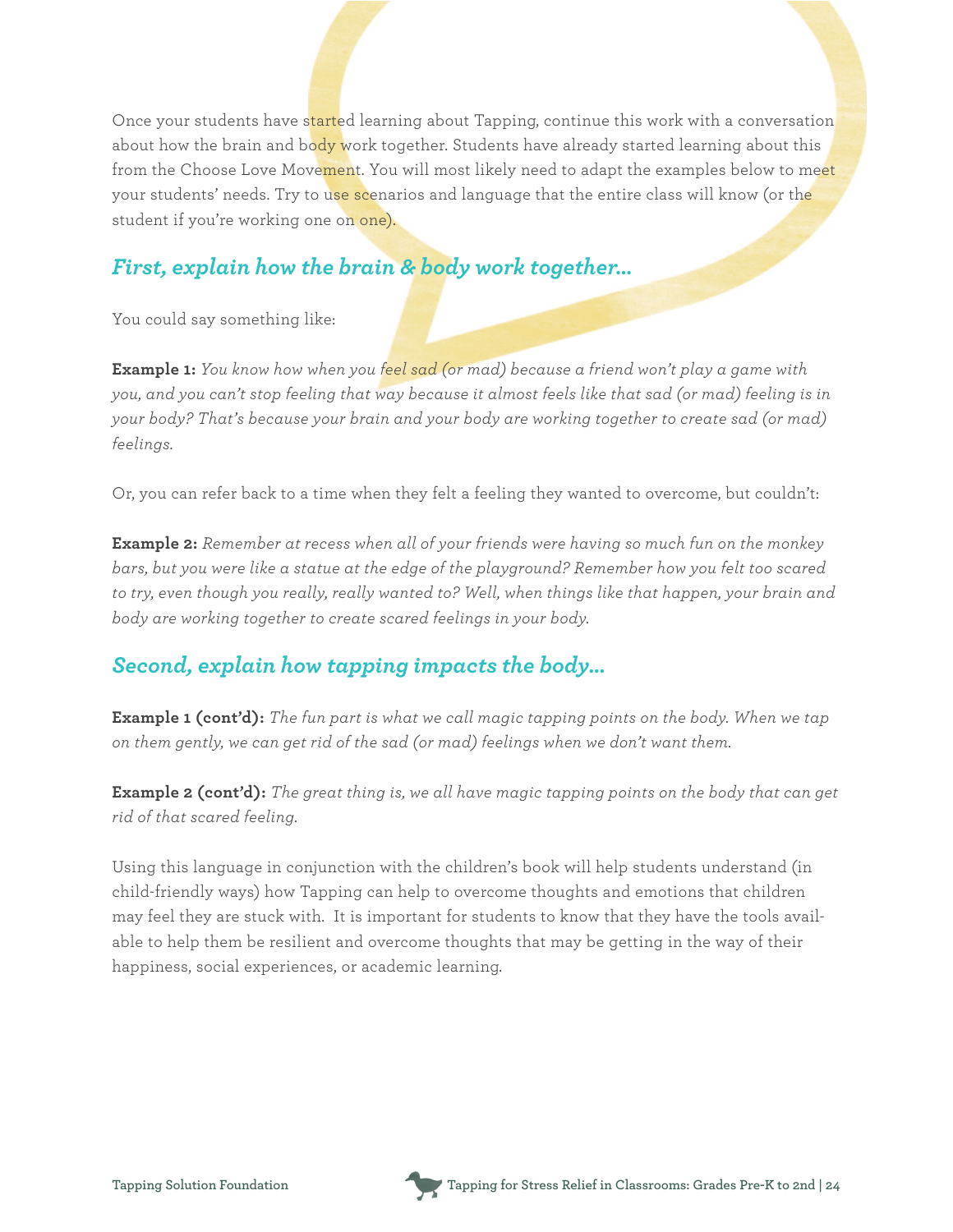Once your students have started learning about Tapping, continue this work with a conversation about how the brain and body work together. Students have already started learning about this from the Choose Love Movement. You will most likely need to adapt the examples below to meet your students' needs. Try to use scenarios and language that the entire class will know (or the student if you're working one on one).

## *First, explain how the brain & body work together...*

You could say something like:

**Example 1:** *You know how when you feel sad (or mad) because a friend won't play a game with you, and you can't stop feeling that way because it almost feels like that sad (or mad) feeling is in your body? That's because your brain and your body are working together to create sad (or mad) feelings.*

Or, you can refer back to a time when they felt a feeling they wanted to overcome, but couldn't:

**Example 2:** *Remember at recess when all of your friends were having so much fun on the monkey bars, but you were like a statue at the edge of the playground? Remember how you felt too scared to try, even though you really, really wanted to? Well, when things like that happen, your brain and body are working together to create scared feelings in your body.*

## *Second, explain how tapping impacts the body...*

**Example 1 (cont'd):** *The fun part is what we call magic tapping points on the body. When we tap on them gently, we can get rid of the sad (or mad) feelings when we don't want them.*

**Example 2 (cont'd):** *The great thing is, we all have magic tapping points on the body that can get rid of that scared feeling.*

Using this language in conjunction with the children's book will help students understand (in child-friendly ways) how Tapping can help to overcome thoughts and emotions that children may feel they are stuck with. It is important for students to know that they have the tools available to help them be resilient and overcome thoughts that may be getting in the way of their happiness, social experiences, or academic learning.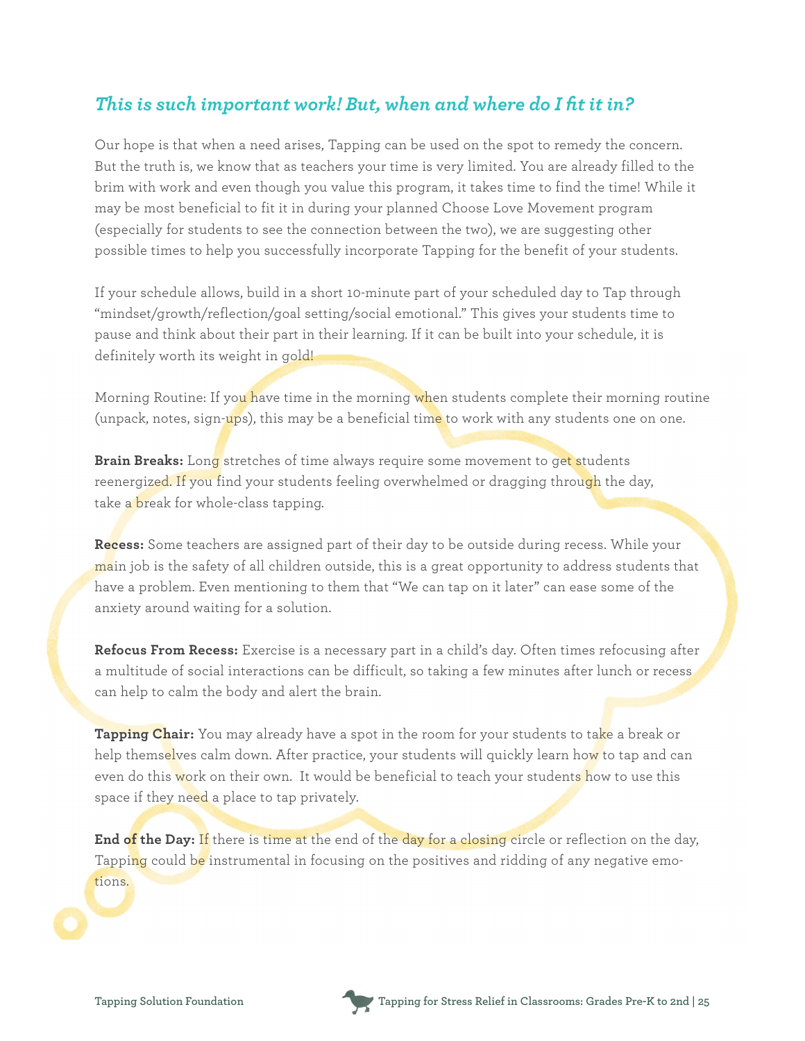## *This is such important work! But, when and where do I fit it in?*

Our hope is that when a need arises, Tapping can be used on the spot to remedy the concern. But the truth is, we know that as teachers your time is very limited. You are already filled to the brim with work and even though you value this program, it takes time to find the time! While it may be most beneficial to fit it in during your planned Choose Love Movement program (especially for students to see the connection between the two), we are suggesting other possible times to help you successfully incorporate Tapping for the benefit of your students.

If your schedule allows, build in a short 10-minute part of your scheduled day to Tap through "mindset/growth/reflection/goal setting/social emotional." This gives your students time to pause and think about their part in their learning. If it can be built into your schedule, it is definitely worth its weight in gold!

Morning Routine: If you have time in the morning when students complete their morning routine (unpack, notes, sign-ups), this may be a beneficial time to work with any students one on one.

**Brain Breaks:** Long stretches of time always require some movement to get students reenergized. If you find your students feeling overwhelmed or dragging through the day, take a break for whole-class tapping.

**Recess:** Some teachers are assigned part of their day to be outside during recess. While your main job is the safety of all children outside, this is a great opportunity to address students that have a problem. Even mentioning to them that "We can tap on it later" can ease some of the anxiety around waiting for a solution.

**Refocus From Recess:** Exercise is a necessary part in a child's day. Often times refocusing after a multitude of social interactions can be difficult, so taking a few minutes after lunch or recess can help to calm the body and alert the brain.

**Tapping Chair:** You may already have a spot in the room for your students to take a break or help themselves calm down. After practice, your students will quickly learn how to tap and can even do this work on their own. It would be beneficial to teach your students how to use this space if they need a place to tap privately.

**End of the Day:** If there is time at the end of the day for a closing circle or reflection on the day, Tapping could be instrumental in focusing on the positives and ridding of any negative emotions.